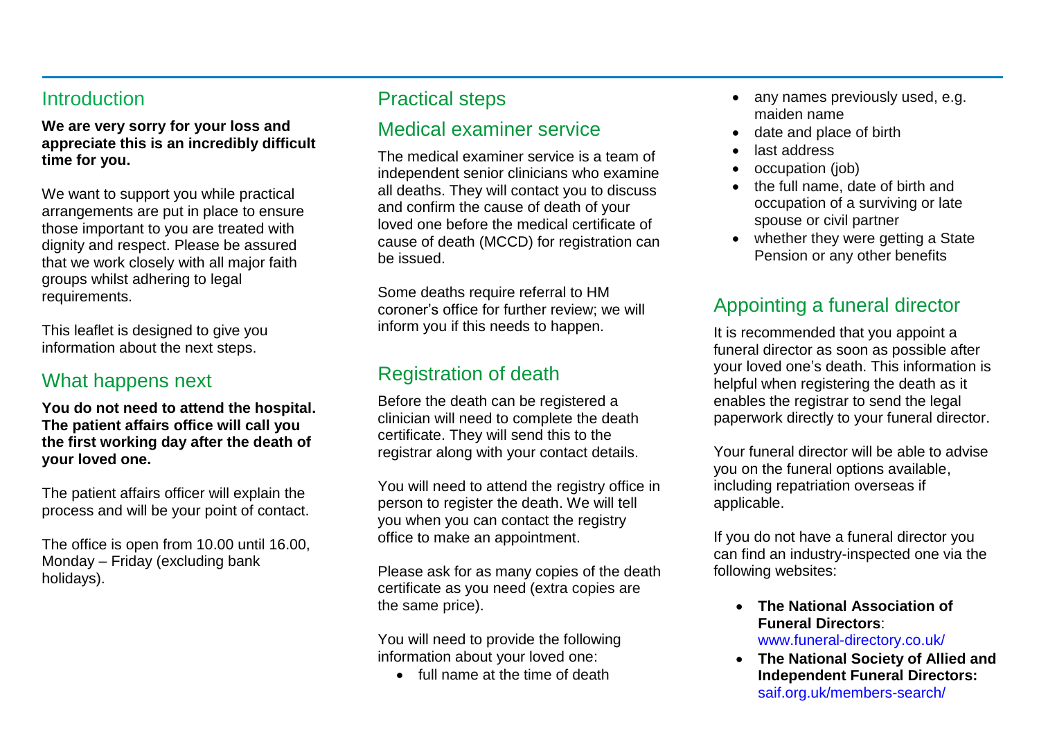## Introduction

**We are very sorry for your loss and appreciate this is an incredibly difficult time for you.**

We want to support you while practical arrangements are put in place to ensure those important to you are treated with dignity and respect. Please be assured that we work closely with all major faith groups whilst adhering to legal requirements.

This leaflet is designed to give you information about the next steps.

## What happens next

**You do not need to attend the hospital. The patient affairs office will call you the first working day after the death of your loved one.**

The patient affairs officer will explain the process and will be your point of contact.

The office is open from 10.00 until 16.00, Monday – Friday (excluding bank holidays).

## Practical steps

## Medical examiner service

The medical examiner service is a team of independent senior clinicians who examine all deaths. They will contact you to discuss and confirm the cause of death of your loved one before the medical certificate of cause of death (MCCD) for registration can be issued.

Some deaths require referral to HM coroner's office for further review; we will inform you if this needs to happen.

## Registration of death

Before the death can be registered a clinician will need to complete the death certificate. They will send this to the registrar along with your contact details.

You will need to attend the registry office in person to register the death. We will tell you when you can contact the registry office to make an appointment.

Please ask for as many copies of the death certificate as you need (extra copies are the same price).

You will need to provide the following information about your loved one:

- full name at the time of death
- any names previously used, e.g. maiden name
- date and place of birth
- last address
- occupation (job)
- the full name, date of birth and occupation of a surviving or late spouse or civil partner
- whether they were getting a State Pension or any other benefits

## Appointing a funeral director

It is recommended that you appoint a funeral director as soon as possible after your loved one's death. This information is helpful when registering the death as it enables the registrar to send the legal paperwork directly to your funeral director.

Your funeral director will be able to advise you on the funeral options available, including repatriation overseas if applicable.

If you do not have a funeral director you can find an industry-inspected one via the following websites:

- **The National Association of Funeral Directors**: www.funeral-directory.co.uk/
- **The National Society of Allied and Independent Funeral Directors:** saif.org.uk/members-search/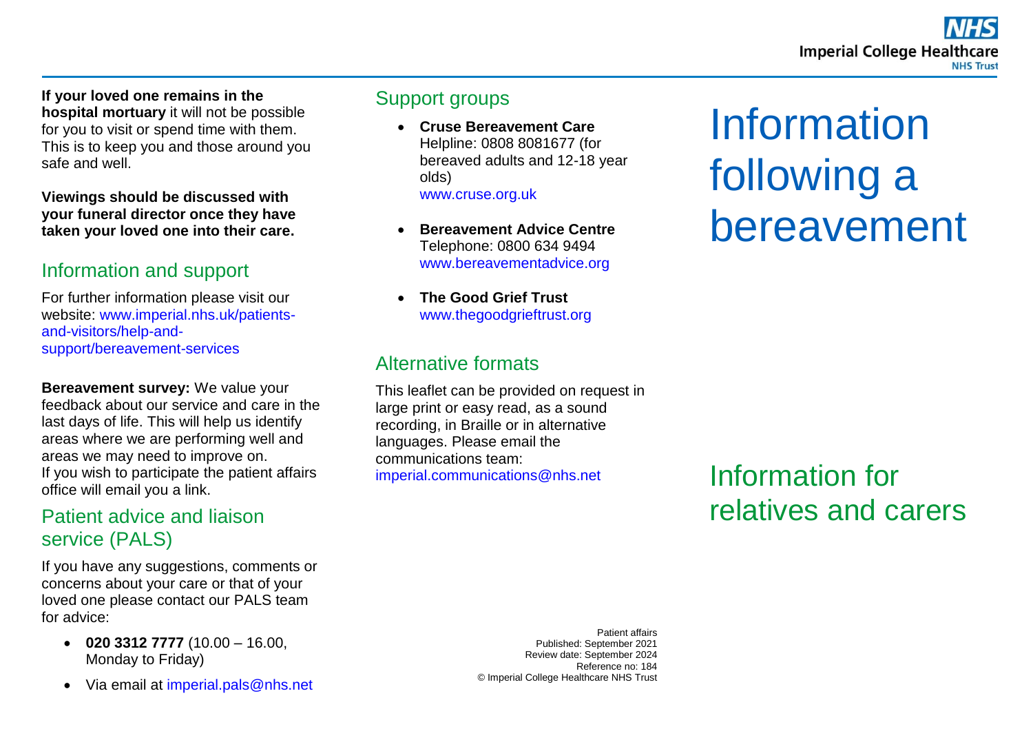**If your loved one remains in the hospital mortuary** it will not be possible for you to visit or spend time with them. This is to keep you and those around you safe and well.

**Viewings should be discussed with your funeral director once they have taken your loved one into their care.**

## Information and support

For further information please visit our website: www.imperial.nhs.uk/patients-and-visitors/help-and-support/bereavement-services

**Bereavement survey:** We value your feedback about our service and care in the last days of life. This will help us identify areas where we are performing well and areas we may need to improve on. If you wish to participate the patient affairs office will email you a link.

## Patient advice and liaison service (PALS)

If you have any suggestions, comments or concerns about your care or that of your loved one please contact our PALS team for advice:

- **020 3312 7777** (10.00 – 16.00, Monday to Friday)
- Via email at imperial.pals@nhs.net

## Support groups

- **Cruse Bereavement Care**
  Helpline: 0808 8081677 (for bereaved adults and 12-18 year olds)
  www.cruse.org.uk
- **Bereavement Advice Centre**
  Telephone: 0800 634 9494
  www.bereavementadvice.org
- **The Good Grief Trust**
  www.thegoodgrieftrust.org

## Alternative formats

This leaflet can be provided on request in large print or easy read, as a sound recording, in Braille or in alternative languages. Please email the communications team: imperial.communications@nhs.net

Patient affairs
Published: September 2021
Review date: September 2024
Reference no: 184
© Imperial College Healthcare NHS Trust

NHS
Imperial College Healthcare
NHS Trust

# Information following a bereavement

## Information for relatives and carers